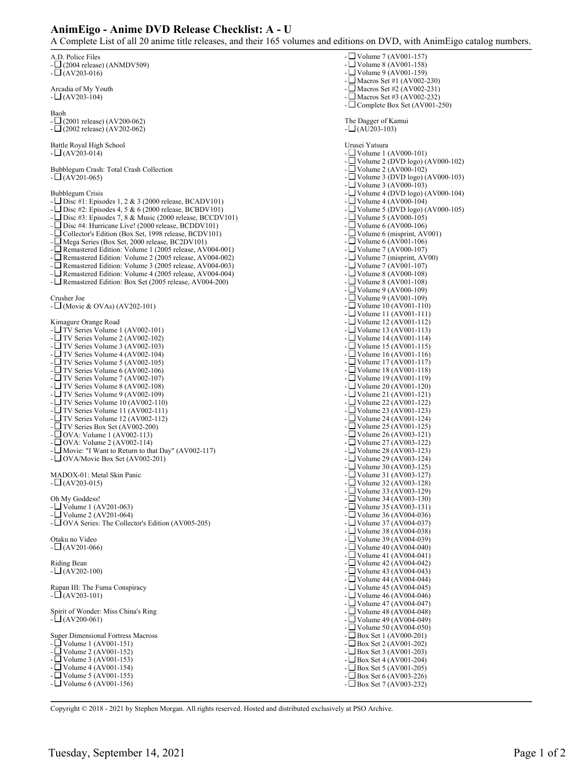# AnimEigo - Anime DVD Release Checklist: A - U

A Complete List of all 20 anime title releases, and their 165 volumes and editions on DVD, with AnimEigo catalog numbers.

A.D. Police Files
- ☐ (2004 release) (ANMDV509)
- ☐ (AV203-016)

Arcadia of My Youth
- ☐ (AV203-104)

Baoh
- ☐ (2001 release) (AV200-062)
- ☐ (2002 release) (AV202-062)

Battle Royal High School
- ☐ (AV203-014)

Bubblegum Crash: Total Crash Collection
- ☐ (AV201-065)

Bubblegum Crisis
- ☐ Disc #1: Episodes 1, 2 & 3 (2000 release, BCADV101)
- ☐ Disc #2: Episodes 4, 5 & 6 (2000 release, BCBDV101)
- ☐ Disc #3: Episodes 7, 8 & Music (2000 release, BCCDV101)
- ☐ Disc #4: Hurricane Live! (2000 release, BCDDV101)
- ☐ Collector's Edition (Box Set, 1998 release, BCDV101)
- ☐ Mega Series (Box Set, 2000 release, BC2DV101)
- ☐ Remastered Edition: Volume 1 (2005 release, AV004-001)
- ☐ Remastered Edition: Volume 2 (2005 release, AV004-002)
- ☐ Remastered Edition: Volume 3 (2005 release, AV004-003)
- ☐ Remastered Edition: Volume 4 (2005 release, AV004-004)
- ☐ Remastered Edition: Box Set (2005 release, AV004-200)

Crusher Joe
- ☐ (Movie & OVAs) (AV202-101)

Kimagure Orange Road
- ☐ TV Series Volume 1 (AV002-101)
- ☐ TV Series Volume 2 (AV002-102)
- ☐ TV Series Volume 3 (AV002-103)
- ☐ TV Series Volume 4 (AV002-104)
- ☐ TV Series Volume 5 (AV002-105)
- ☐ TV Series Volume 6 (AV002-106)
- ☐ TV Series Volume 7 (AV002-107)
- ☐ TV Series Volume 8 (AV002-108)
- ☐ TV Series Volume 9 (AV002-109)
- ☐ TV Series Volume 10 (AV002-110)
- ☐ TV Series Volume 11 (AV002-111)
- ☐ TV Series Volume 12 (AV002-112)
- ☐ TV Series Box Set (AV002-200)
- ☐ OVA: Volume 1 (AV002-113)
- ☐ OVA: Volume 2 (AV002-114)
- ☐ Movie: "I Want to Return to that Day" (AV002-117)
- ☐ OVA/Movie Box Set (AV002-201)

MADOX-01: Metal Skin Panic
- ☐ (AV203-015)

Oh My Goddess!
- ☐ Volume 1 (AV201-063)
- ☐ Volume 2 (AV201-064)
- ☐ OVA Series: The Collector's Edition (AV005-205)

Otaku no Video
- ☐ (AV201-066)

Riding Bean
- ☐ (AV202-100)

Rupan III: The Fuma Conspiracy
- ☐ (AV203-101)

Spirit of Wonder: Miss China's Ring
- ☐ (AV200-061)

Super Dimensional Fortress Macross
- ☐ Volume 1 (AV001-151)
- ☐ Volume 2 (AV001-152)
- ☐ Volume 3 (AV001-153)
- ☐ Volume 4 (AV001-154)
- ☐ Volume 5 (AV001-155)
- ☐ Volume 6 (AV001-156)
- ☐ Volume 7 (AV001-157)
- ☐ Volume 8 (AV001-158)
- ☐ Volume 9 (AV001-159)
- ☐ Macros Set #1 (AV002-230)
- ☐ Macros Set #2 (AV002-231)
- ☐ Macros Set #3 (AV002-232)
- ☐ Complete Box Set (AV001-250)

The Dagger of Kamui
- ☐ (AU203-103)

Urusei Yatsura
- ☐ Volume 1 (AV000-101)
- ☐ Volume 2 (DVD logo) (AV000-102)
- ☐ Volume 2 (AV000-102)
- ☐ Volume 3 (DVD logo) (AV000-103)
- ☐ Volume 3 (AV000-103)
- ☐ Volume 4 (DVD logo) (AV000-104)
- ☐ Volume 4 (AV000-104)
- ☐ Volume 5 (DVD logo) (AV000-105)
- ☐ Volume 5 (AV000-105)
- ☐ Volume 6 (AV000-106)
- ☐ Volume 6 (misprint, AV001)
- ☐ Volume 6 (AV001-106)
- ☐ Volume 7 (AV000-107)
- ☐ Volume 7 (misprint, AV00)
- ☐ Volume 7 (AV001-107)
- ☐ Volume 8 (AV000-108)
- ☐ Volume 8 (AV001-108)
- ☐ Volume 9 (AV000-109)
- ☐ Volume 9 (AV001-109)
- ☐ Volume 10 (AV001-110)
- ☐ Volume 11 (AV001-111)
- ☐ Volume 12 (AV001-112)
- ☐ Volume 13 (AV001-113)
- ☐ Volume 14 (AV001-114)
- ☐ Volume 15 (AV001-115)
- ☐ Volume 16 (AV001-116)
- ☐ Volume 17 (AV001-117)
- ☐ Volume 18 (AV001-118)
- ☐ Volume 19 (AV001-119)
- ☐ Volume 20 (AV001-120)
- ☐ Volume 21 (AV001-121)
- ☐ Volume 22 (AV001-122)
- ☐ Volume 23 (AV001-123)
- ☐ Volume 24 (AV001-124)
- ☐ Volume 25 (AV001-125)
- ☐ Volume 26 (AV003-121)
- ☐ Volume 27 (AV003-122)
- ☐ Volume 28 (AV003-123)
- ☐ Volume 29 (AV003-124)
- ☐ Volume 30 (AV003-125)
- ☐ Volume 31 (AV003-127)
- ☐ Volume 32 (AV003-128)
- ☐ Volume 33 (AV003-129)
- ☐ Volume 34 (AV003-130)
- ☐ Volume 35 (AV003-131)
- ☐ Volume 36 (AV004-036)
- ☐ Volume 37 (AV004-037)
- ☐ Volume 38 (AV004-038)
- ☐ Volume 39 (AV004-039)
- ☐ Volume 40 (AV004-040)
- ☐ Volume 41 (AV004-041)
- ☐ Volume 42 (AV004-042)
- ☐ Volume 43 (AV004-043)
- ☐ Volume 44 (AV004-044)
- ☐ Volume 45 (AV004-045)
- ☐ Volume 46 (AV004-046)
- ☐ Volume 47 (AV004-047)
- ☐ Volume 48 (AV004-048)
- ☐ Volume 49 (AV004-049)
- ☐ Volume 50 (AV004-050)
- ☐ Box Set 1 (AV000-201)
- ☐ Box Set 2 (AV001-202)
- ☐ Box Set 3 (AV001-203)
- ☐ Box Set 4 (AV001-204)
- ☐ Box Set 5 (AV001-205)
- ☐ Box Set 6 (AV003-226)
- ☐ Box Set 7 (AV003-232)

Copyright © 2018 - 2021 by Stephen Morgan. All rights reserved. Hosted and distributed exclusively at PSO Archive.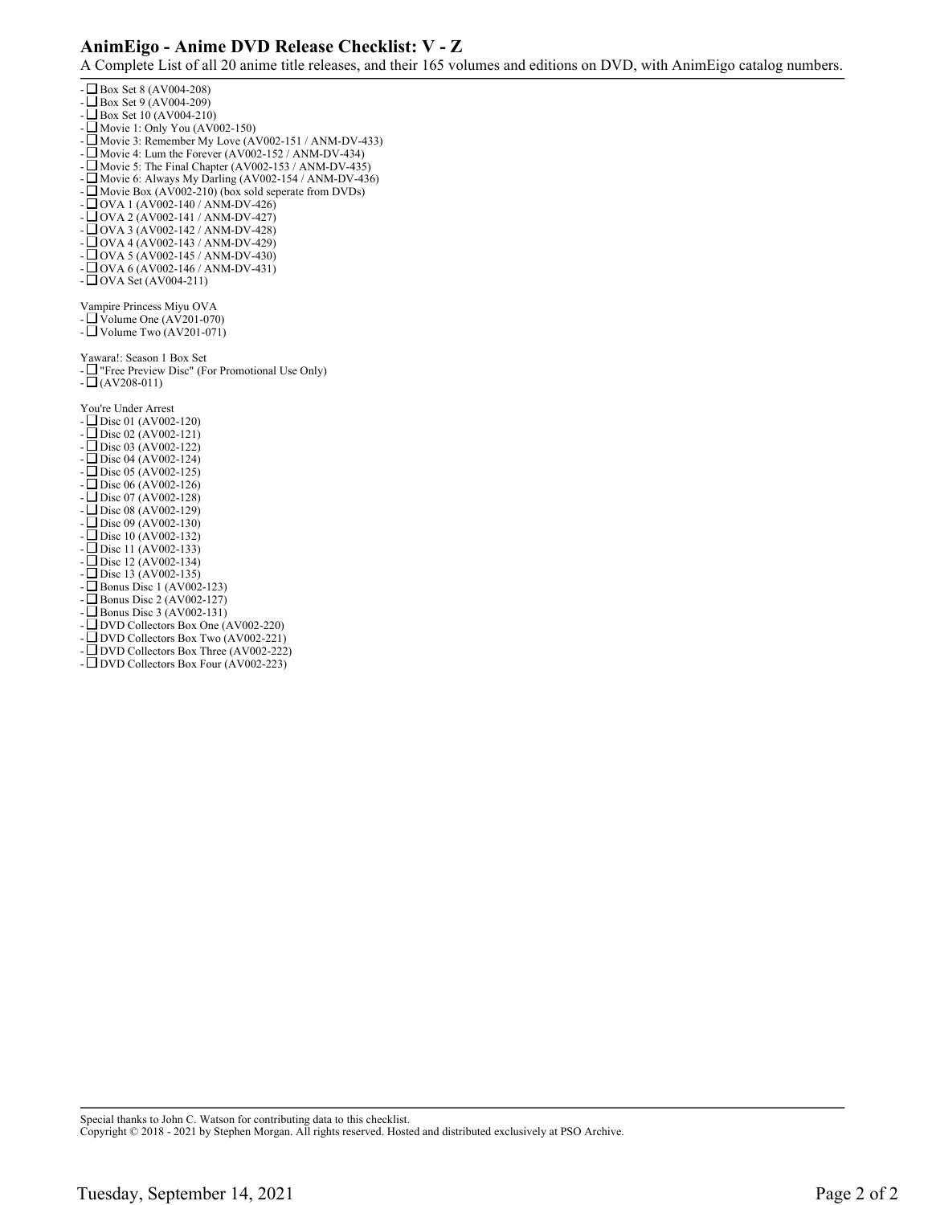## AnimEigo - Anime DVD Release Checklist: V - Z

A Complete List of all 20 anime title releases, and their 165 volumes and editions on DVD, with AnimEigo catalog numbers.

- ❑ Box Set 8 (AV004-208)
- ❑ Box Set 9 (AV004-209)
- ❑ Box Set 10 (AV004-210)
- ❑ Movie 1: Only You (AV002-150)
- ❑ Movie 3: Remember My Love (AV002-151 / ANM-DV-433)
- ❑ Movie 4: Lum the Forever (AV002-152 / ANM-DV-434)
- ❑ Movie 5: The Final Chapter (AV002-153 / ANM-DV-435)
- ❑ Movie 6: Always My Darling (AV002-154 / ANM-DV-436)
- ❑ Movie Box (AV002-210) (box sold seperate from DVDs)
- ❑ OVA 1 (AV002-140 / ANM-DV-426)
- ❑ OVA 2 (AV002-141 / ANM-DV-427)
- ❑ OVA 3 (AV002-142 / ANM-DV-428)
- ❑ OVA 4 (AV002-143 / ANM-DV-429)
- ❑ OVA 5 (AV002-145 / ANM-DV-430)
- ❑ OVA 6 (AV002-146 / ANM-DV-431)
- ❑ OVA Set (AV004-211)

Vampire Princess Miyu OVA
- ❑ Volume One (AV201-070)
- ❑ Volume Two (AV201-071)

Yawara!: Season 1 Box Set
- ❑ "Free Preview Disc" (For Promotional Use Only)
- ❑ (AV208-011)

You're Under Arrest
- ❑ Disc 01 (AV002-120)
- ❑ Disc 02 (AV002-121)
- ❑ Disc 03 (AV002-122)
- ❑ Disc 04 (AV002-124)
- ❑ Disc 05 (AV002-125)
- ❑ Disc 06 (AV002-126)
- ❑ Disc 07 (AV002-128)
- ❑ Disc 08 (AV002-129)
- ❑ Disc 09 (AV002-130)
- ❑ Disc 10 (AV002-132)
- ❑ Disc 11 (AV002-133)
- ❑ Disc 12 (AV002-134)
- ❑ Disc 13 (AV002-135)
- ❑ Bonus Disc 1 (AV002-123)
- ❑ Bonus Disc 2 (AV002-127)
- ❑ Bonus Disc 3 (AV002-131)
- ❑ DVD Collectors Box One (AV002-220)
- ❑ DVD Collectors Box Two (AV002-221)
- ❑ DVD Collectors Box Three (AV002-222)
- ❑ DVD Collectors Box Four (AV002-223)

Special thanks to John C. Watson for contributing data to this checklist.
Copyright © 2018 - 2021 by Stephen Morgan. All rights reserved. Hosted and distributed exclusively at PSO Archive.

Tuesday, September 14, 2021